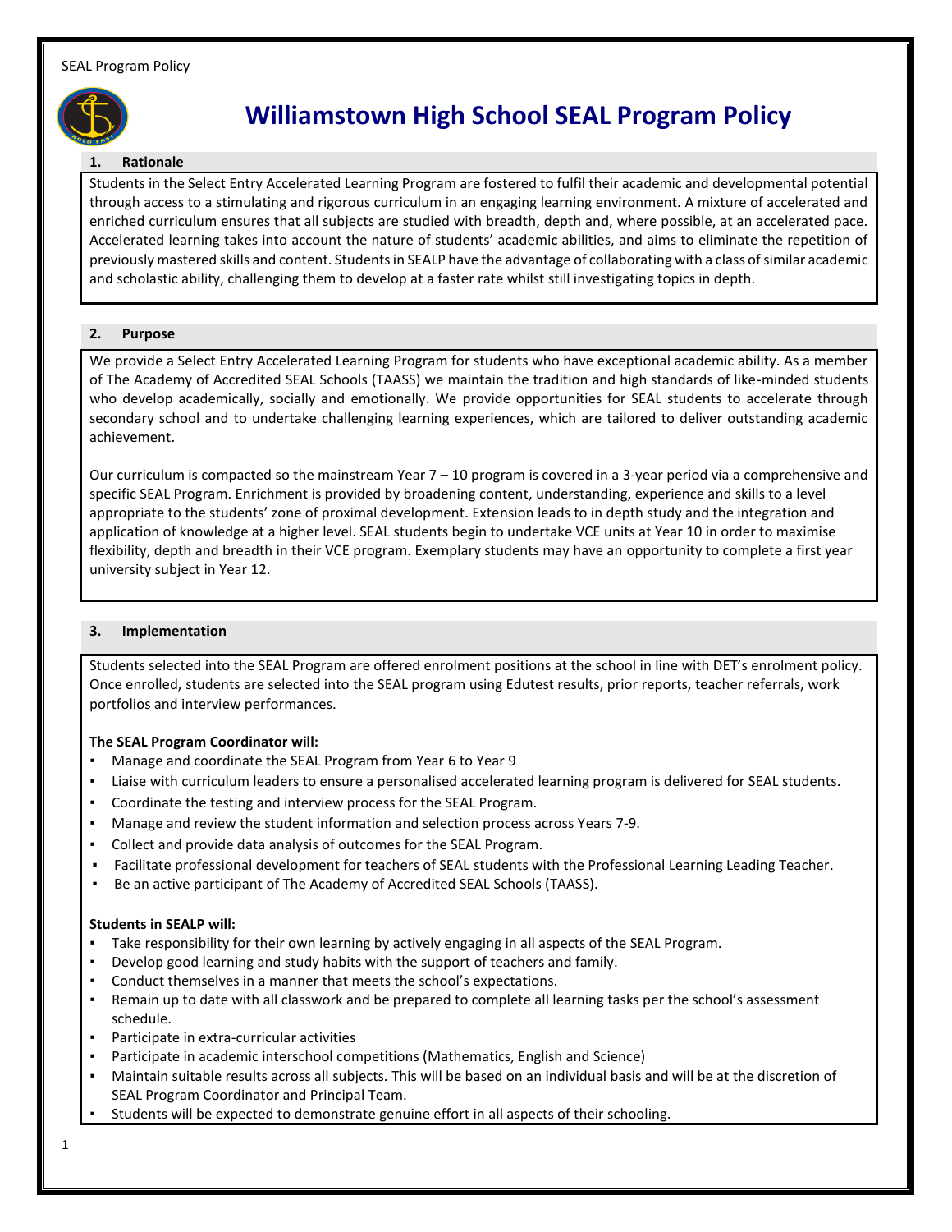# Williamstown High School SEAL Program Policy

## 1. Rationale

Students in the Select Entry Accelerated Learning Program are fostered to fulfil their academic and developmental potential through access to a stimulating and rigorous curriculum in an engaging learning environment. A mixture of accelerated and enriched curriculum ensures that all subjects are studied with breadth, depth and, where possible, at an accelerated pace. Accelerated learning takes into account the nature of students' academic abilities, and aims to eliminate the repetition of previously mastered skills and content. Students in SEALP have the advantage of collaborating with a class of similar academic and scholastic ability, challenging them to develop at a faster rate whilst still investigating topics in depth.

## 2. Purpose

We provide a Select Entry Accelerated Learning Program for students who have exceptional academic ability. As a member of The Academy of Accredited SEAL Schools (TAASS) we maintain the tradition and high standards of like-minded students who develop academically, socially and emotionally. We provide opportunities for SEAL students to accelerate through secondary school and to undertake challenging learning experiences, which are tailored to deliver outstanding academic achievement.

Our curriculum is compacted so the mainstream Year 7 – 10 program is covered in a 3-year period via a comprehensive and specific SEAL Program. Enrichment is provided by broadening content, understanding, experience and skills to a level appropriate to the students' zone of proximal development. Extension leads to in depth study and the integration and application of knowledge at a higher level. SEAL students begin to undertake VCE units at Year 10 in order to maximise flexibility, depth and breadth in their VCE program. Exemplary students may have an opportunity to complete a first year university subject in Year 12.

## 3. Implementation

Students selected into the SEAL Program are offered enrolment positions at the school in line with DET's enrolment policy. Once enrolled, students are selected into the SEAL program using Edutest results, prior reports, teacher referrals, work portfolios and interview performances.

**The SEAL Program Coordinator will:**

- Manage and coordinate the SEAL Program from Year 6 to Year 9
- Liaise with curriculum leaders to ensure a personalised accelerated learning program is delivered for SEAL students.
- Coordinate the testing and interview process for the SEAL Program.
- Manage and review the student information and selection process across Years 7-9.
- Collect and provide data analysis of outcomes for the SEAL Program.
- Facilitate professional development for teachers of SEAL students with the Professional Learning Leading Teacher.
- Be an active participant of The Academy of Accredited SEAL Schools (TAASS).

**Students in SEALP will:**

- Take responsibility for their own learning by actively engaging in all aspects of the SEAL Program.
- Develop good learning and study habits with the support of teachers and family.
- Conduct themselves in a manner that meets the school's expectations.
- Remain up to date with all classwork and be prepared to complete all learning tasks per the school's assessment schedule.
- Participate in extra-curricular activities
- Participate in academic interschool competitions (Mathematics, English and Science)
- Maintain suitable results across all subjects. This will be based on an individual basis and will be at the discretion of SEAL Program Coordinator and Principal Team.
- Students will be expected to demonstrate genuine effort in all aspects of their schooling.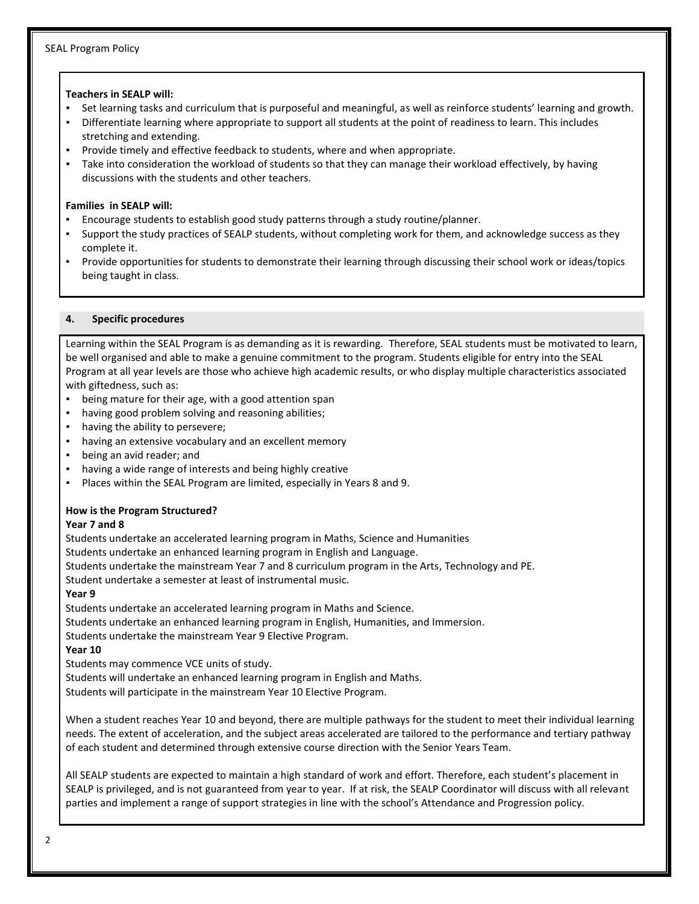**Teachers in SEALP will:**

- Set learning tasks and curriculum that is purposeful and meaningful, as well as reinforce students' learning and growth.
- Differentiate learning where appropriate to support all students at the point of readiness to learn. This includes stretching and extending.
- Provide timely and effective feedback to students, where and when appropriate.
- Take into consideration the workload of students so that they can manage their workload effectively, by having discussions with the students and other teachers.

**Families in SEALP will:**

- Encourage students to establish good study patterns through a study routine/planner.
- Support the study practices of SEALP students, without completing work for them, and acknowledge success as they complete it.
- Provide opportunities for students to demonstrate their learning through discussing their school work or ideas/topics being taught in class.

## 4. Specific procedures

Learning within the SEAL Program is as demanding as it is rewarding. Therefore, SEAL students must be motivated to learn, be well organised and able to make a genuine commitment to the program. Students eligible for entry into the SEAL Program at all year levels are those who achieve high academic results, or who display multiple characteristics associated with giftedness, such as:

- being mature for their age, with a good attention span
- having good problem solving and reasoning abilities;
- having the ability to persevere;
- having an extensive vocabulary and an excellent memory
- being an avid reader; and
- having a wide range of interests and being highly creative
- Places within the SEAL Program are limited, especially in Years 8 and 9.

**How is the Program Structured?**

**Year 7 and 8**

Students undertake an accelerated learning program in Maths, Science and Humanities
Students undertake an enhanced learning program in English and Language.
Students undertake the mainstream Year 7 and 8 curriculum program in the Arts, Technology and PE.
Student undertake a semester at least of instrumental music.

**Year 9**

Students undertake an accelerated learning program in Maths and Science.
Students undertake an enhanced learning program in English, Humanities, and Immersion.
Students undertake the mainstream Year 9 Elective Program.

**Year 10**

Students may commence VCE units of study.
Students will undertake an enhanced learning program in English and Maths.
Students will participate in the mainstream Year 10 Elective Program.

When a student reaches Year 10 and beyond, there are multiple pathways for the student to meet their individual learning needs. The extent of acceleration, and the subject areas accelerated are tailored to the performance and tertiary pathway of each student and determined through extensive course direction with the Senior Years Team.

All SEALP students are expected to maintain a high standard of work and effort. Therefore, each student's placement in SEALP is privileged, and is not guaranteed from year to year. If at risk, the SEALP Coordinator will discuss with all relevant parties and implement a range of support strategies in line with the school's Attendance and Progression policy.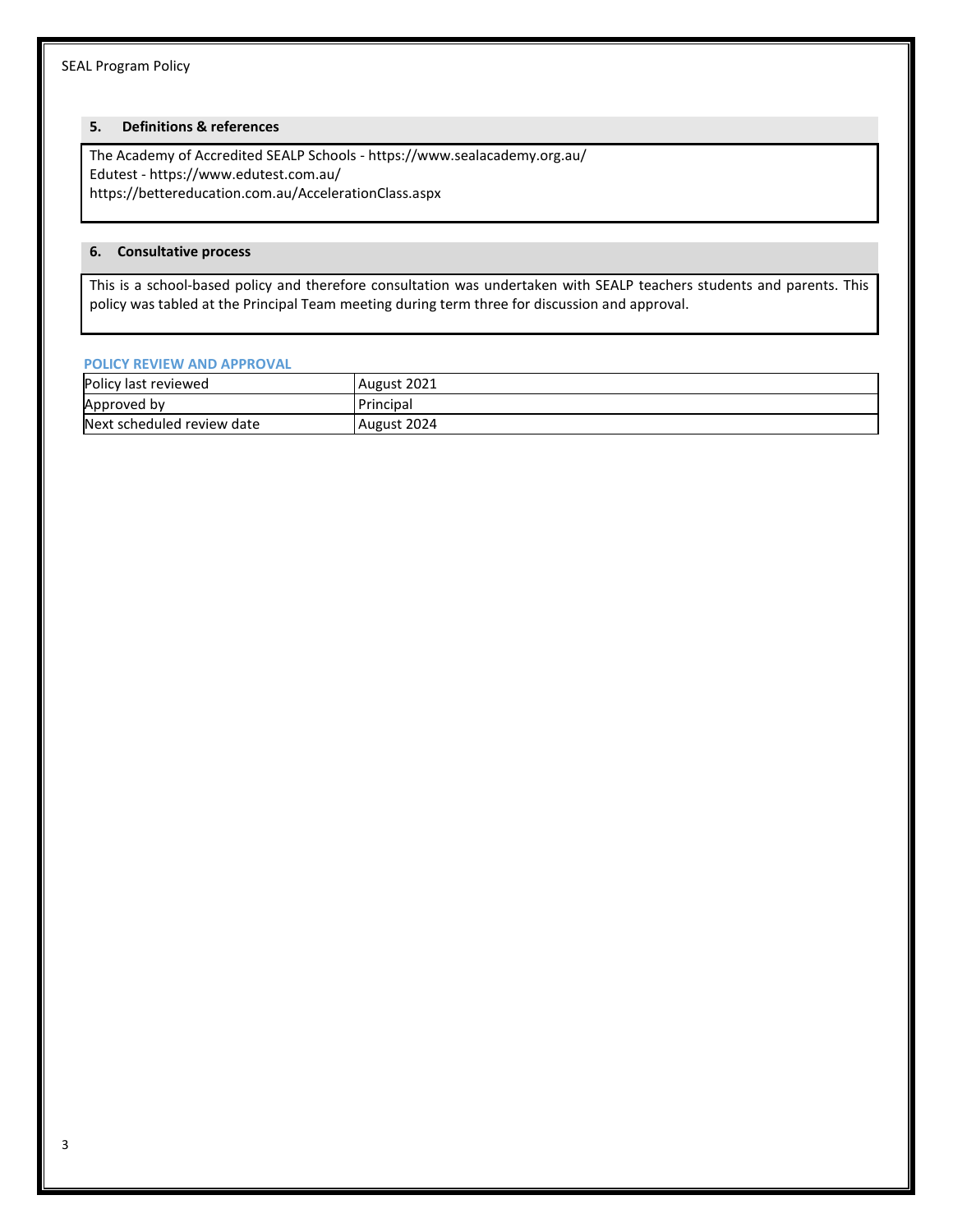## 5. Definitions & references

The Academy of Accredited SEALP Schools - https://www.sealacademy.org.au/
Edutest - https://www.edutest.com.au/
https://bettereducation.com.au/AccelerationClass.aspx

## 6. Consultative process

This is a school-based policy and therefore consultation was undertaken with SEALP teachers students and parents. This policy was tabled at the Principal Team meeting during term three for discussion and approval.

**POLICY REVIEW AND APPROVAL**

| | |
|---|---|
| Policy last reviewed | August 2021 |
| Approved by | Principal |
| Next scheduled review date | August 2024 |